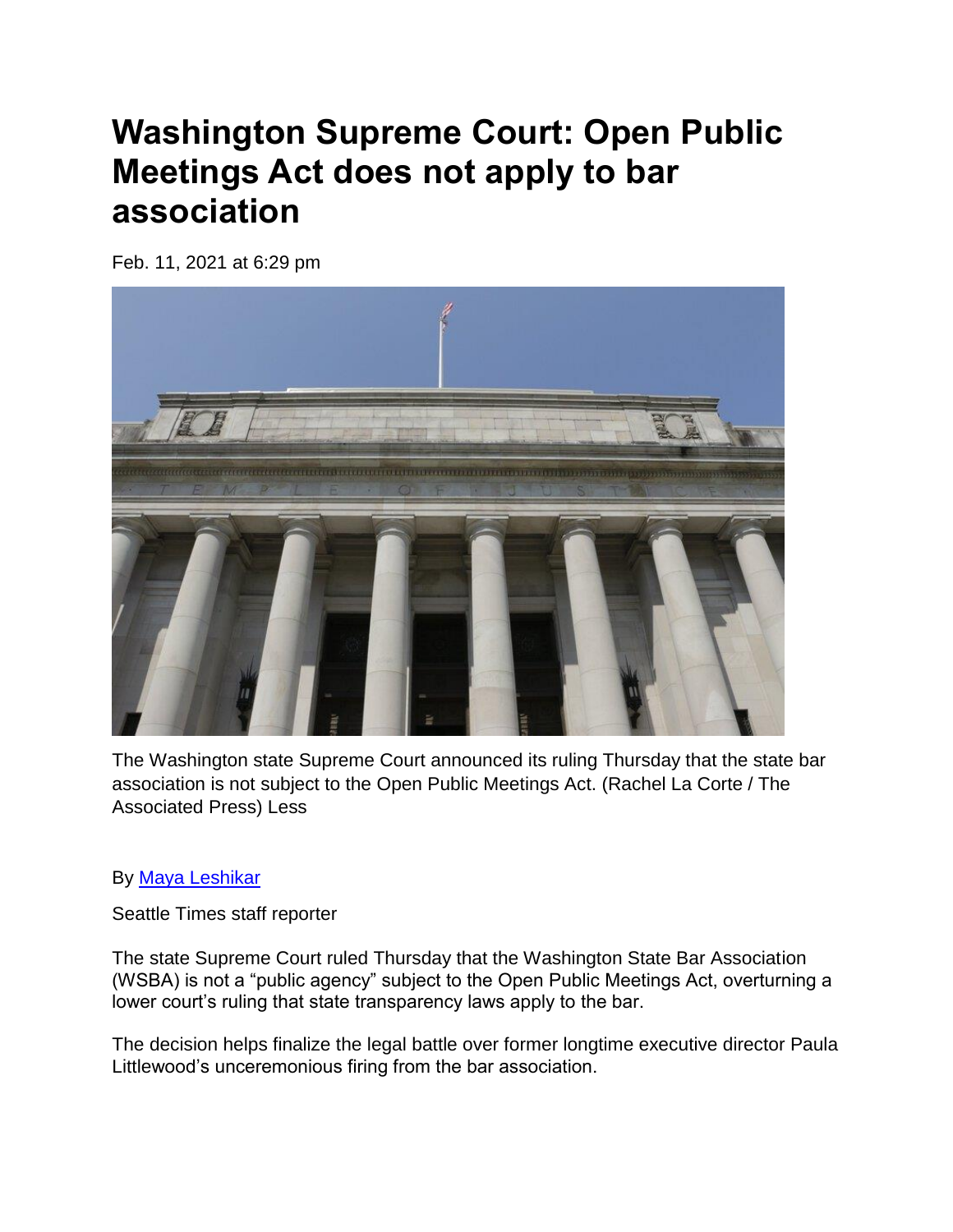# Washington Supreme Court: Open Public Meetings Act does not apply to bar association

Feb. 11, 2021 at 6:29 pm

The Washington state Supreme Court announced its ruling Thursday that the state bar association is not subject to the Open Public Meetings Act. (Rachel La Corte / The Associated Press) Less

By [Maya Leshikar]

Seattle Times staff reporter

The state Supreme Court ruled Thursday that the Washington State Bar Association (WSBA) is not a "public agency" subject to the Open Public Meetings Act, overturning a lower court's ruling that state transparency laws apply to the bar.

The decision helps finalize the legal battle over former longtime executive director Paula Littlewood's unceremonious firing from the bar association.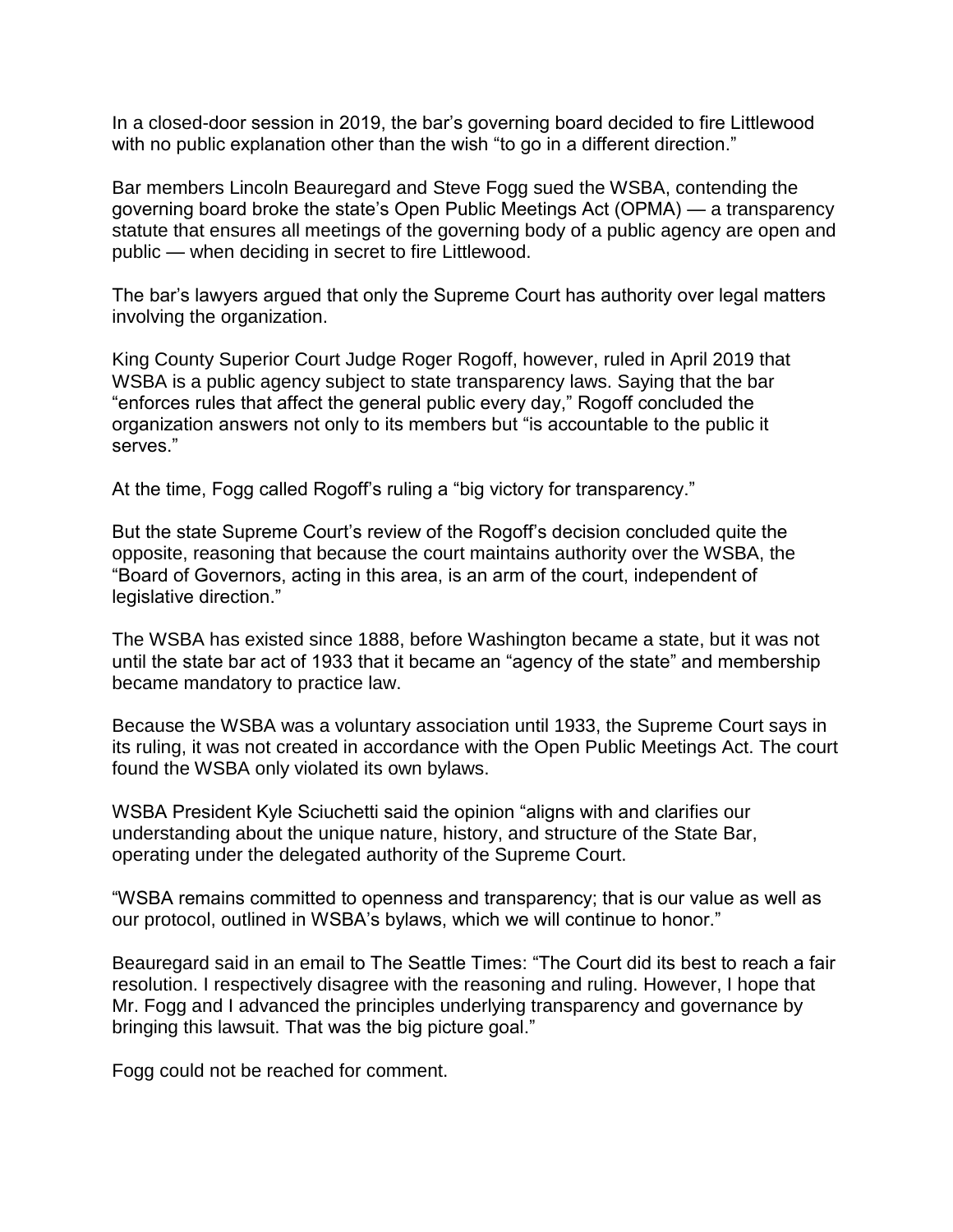In a closed-door session in 2019, the bar's governing board decided to fire Littlewood with no public explanation other than the wish "to go in a different direction."

Bar members Lincoln Beauregard and Steve Fogg sued the WSBA, contending the governing board broke the state's Open Public Meetings Act (OPMA) — a transparency statute that ensures all meetings of the governing body of a public agency are open and public — when deciding in secret to fire Littlewood.

The bar's lawyers argued that only the Supreme Court has authority over legal matters involving the organization.

King County Superior Court Judge Roger Rogoff, however, ruled in April 2019 that WSBA is a public agency subject to state transparency laws. Saying that the bar "enforces rules that affect the general public every day," Rogoff concluded the organization answers not only to its members but "is accountable to the public it serves."

At the time, Fogg called Rogoff's ruling a "big victory for transparency."

But the state Supreme Court's review of the Rogoff's decision concluded quite the opposite, reasoning that because the court maintains authority over the WSBA, the "Board of Governors, acting in this area, is an arm of the court, independent of legislative direction."

The WSBA has existed since 1888, before Washington became a state, but it was not until the state bar act of 1933 that it became an "agency of the state" and membership became mandatory to practice law.

Because the WSBA was a voluntary association until 1933, the Supreme Court says in its ruling, it was not created in accordance with the Open Public Meetings Act. The court found the WSBA only violated its own bylaws.

WSBA President Kyle Sciuchetti said the opinion "aligns with and clarifies our understanding about the unique nature, history, and structure of the State Bar, operating under the delegated authority of the Supreme Court.

"WSBA remains committed to openness and transparency; that is our value as well as our protocol, outlined in WSBA's bylaws, which we will continue to honor."

Beauregard said in an email to The Seattle Times: "The Court did its best to reach a fair resolution. I respectively disagree with the reasoning and ruling. However, I hope that Mr. Fogg and I advanced the principles underlying transparency and governance by bringing this lawsuit. That was the big picture goal."

Fogg could not be reached for comment.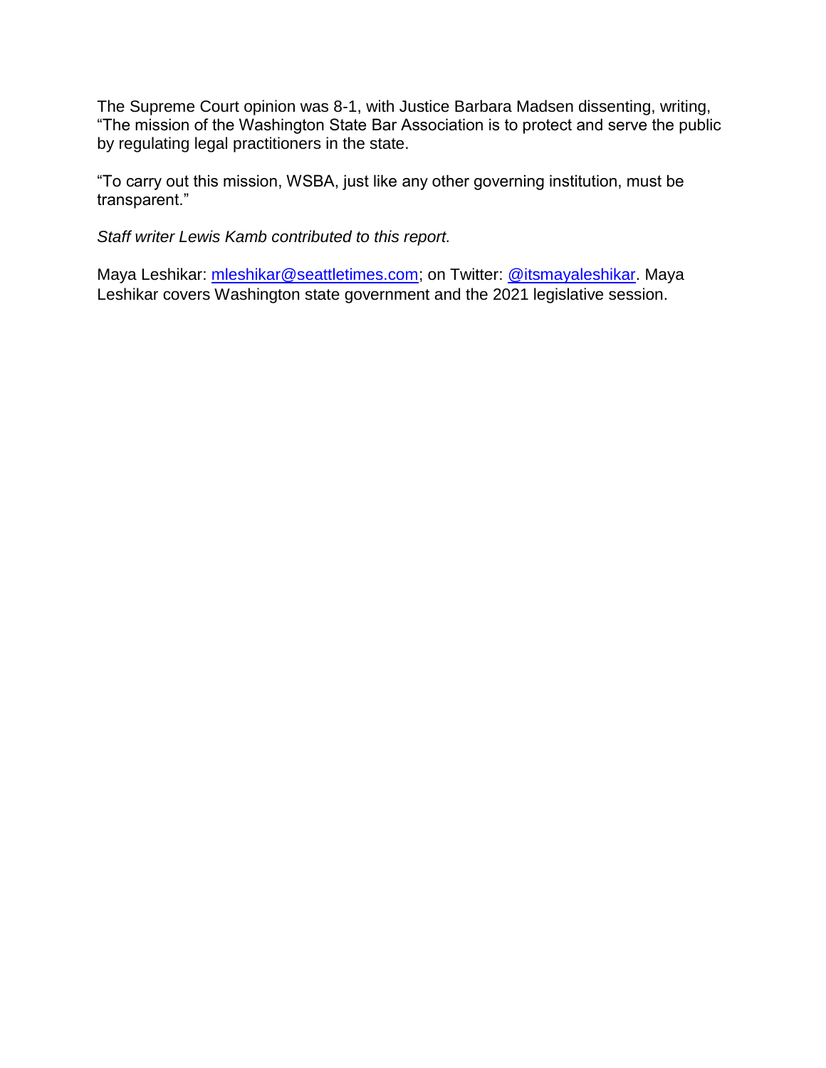The Supreme Court opinion was 8-1, with Justice Barbara Madsen dissenting, writing, "The mission of the Washington State Bar Association is to protect and serve the public by regulating legal practitioners in the state.

"To carry out this mission, WSBA, just like any other governing institution, must be transparent."

*Staff writer Lewis Kamb contributed to this report.*

Maya Leshikar: [mleshikar@seattletimes.com](mailto:mleshikar@seattletimes.com); on Twitter: [@itsmayaleshikar](https://twitter.com/itsmayaleshikar). Maya Leshikar covers Washington state government and the 2021 legislative session.